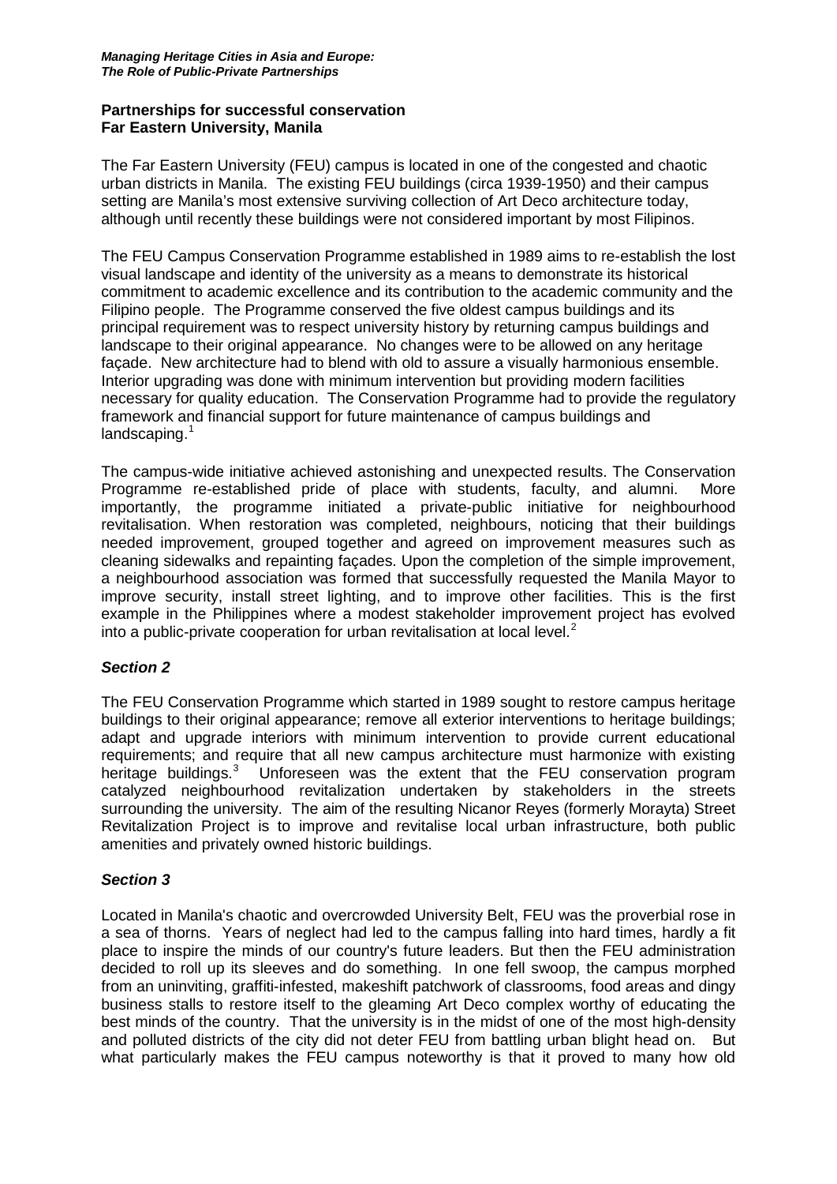## Partnerships for successful conservation
## Far Eastern University, Manila

The Far Eastern University (FEU) campus is located in one of the congested and chaotic urban districts in Manila. The existing FEU buildings (circa 1939-1950) and their campus setting are Manila's most extensive surviving collection of Art Deco architecture today, although until recently these buildings were not considered important by most Filipinos.

The FEU Campus Conservation Programme established in 1989 aims to re-establish the lost visual landscape and identity of the university as a means to demonstrate its historical commitment to academic excellence and its contribution to the academic community and the Filipino people. The Programme conserved the five oldest campus buildings and its principal requirement was to respect university history by returning campus buildings and landscape to their original appearance. No changes were to be allowed on any heritage façade. New architecture had to blend with old to assure a visually harmonious ensemble. Interior upgrading was done with minimum intervention but providing modern facilities necessary for quality education. The Conservation Programme had to provide the regulatory framework and financial support for future maintenance of campus buildings and landscaping.[1]

The campus-wide initiative achieved astonishing and unexpected results. The Conservation Programme re-established pride of place with students, faculty, and alumni. More importantly, the programme initiated a private-public initiative for neighbourhood revitalisation. When restoration was completed, neighbours, noticing that their buildings needed improvement, grouped together and agreed on improvement measures such as cleaning sidewalks and repainting façades. Upon the completion of the simple improvement, a neighbourhood association was formed that successfully requested the Manila Mayor to improve security, install street lighting, and to improve other facilities. This is the first example in the Philippines where a modest stakeholder improvement project has evolved into a public-private cooperation for urban revitalisation at local level.[2]

### *Section 2*

The FEU Conservation Programme which started in 1989 sought to restore campus heritage buildings to their original appearance; remove all exterior interventions to heritage buildings; adapt and upgrade interiors with minimum intervention to provide current educational requirements; and require that all new campus architecture must harmonize with existing heritage buildings.[3] Unforeseen was the extent that the FEU conservation program catalyzed neighbourhood revitalization undertaken by stakeholders in the streets surrounding the university. The aim of the resulting Nicanor Reyes (formerly Morayta) Street Revitalization Project is to improve and revitalise local urban infrastructure, both public amenities and privately owned historic buildings.

### *Section 3*

Located in Manila's chaotic and overcrowded University Belt, FEU was the proverbial rose in a sea of thorns. Years of neglect had led to the campus falling into hard times, hardly a fit place to inspire the minds of our country's future leaders. But then the FEU administration decided to roll up its sleeves and do something. In one fell swoop, the campus morphed from an uninviting, graffiti-infested, makeshift patchwork of classrooms, food areas and dingy business stalls to restore itself to the gleaming Art Deco complex worthy of educating the best minds of the country. That the university is in the midst of one of the most high-density and polluted districts of the city did not deter FEU from battling urban blight head on. But what particularly makes the FEU campus noteworthy is that it proved to many how old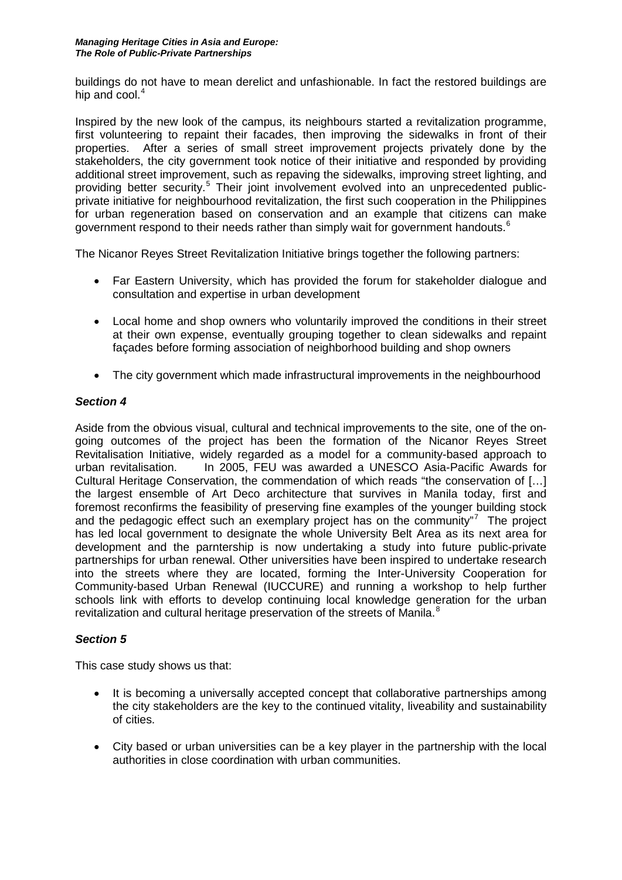buildings do not have to mean derelict and unfashionable. In fact the restored buildings are hip and cool.[4]

Inspired by the new look of the campus, its neighbours started a revitalization programme, first volunteering to repaint their facades, then improving the sidewalks in front of their properties. After a series of small street improvement projects privately done by the stakeholders, the city government took notice of their initiative and responded by providing additional street improvement, such as repaving the sidewalks, improving street lighting, and providing better security.[5] Their joint involvement evolved into an unprecedented public-private initiative for neighbourhood revitalization, the first such cooperation in the Philippines for urban regeneration based on conservation and an example that citizens can make government respond to their needs rather than simply wait for government handouts.[6]

The Nicanor Reyes Street Revitalization Initiative brings together the following partners:

- Far Eastern University, which has provided the forum for stakeholder dialogue and consultation and expertise in urban development
- Local home and shop owners who voluntarily improved the conditions in their street at their own expense, eventually grouping together to clean sidewalks and repaint façades before forming association of neighborhood building and shop owners
- The city government which made infrastructural improvements in the neighbourhood

### *Section 4*

Aside from the obvious visual, cultural and technical improvements to the site, one of the on-going outcomes of the project has been the formation of the Nicanor Reyes Street Revitalisation Initiative, widely regarded as a model for a community-based approach to urban revitalisation. In 2005, FEU was awarded a UNESCO Asia-Pacific Awards for Cultural Heritage Conservation, the commendation of which reads "the conservation of […] the largest ensemble of Art Deco architecture that survives in Manila today, first and foremost reconfirms the feasibility of preserving fine examples of the younger building stock and the pedagogic effect such an exemplary project has on the community"[7] The project has led local government to designate the whole University Belt Area as its next area for development and the parntership is now undertaking a study into future public-private partnerships for urban renewal. Other universities have been inspired to undertake research into the streets where they are located, forming the Inter-University Cooperation for Community-based Urban Renewal (IUCCURE) and running a workshop to help further schools link with efforts to develop continuing local knowledge generation for the urban revitalization and cultural heritage preservation of the streets of Manila.[8]

### *Section 5*

This case study shows us that:

- It is becoming a universally accepted concept that collaborative partnerships among the city stakeholders are the key to the continued vitality, liveability and sustainability of cities.
- City based or urban universities can be a key player in the partnership with the local authorities in close coordination with urban communities.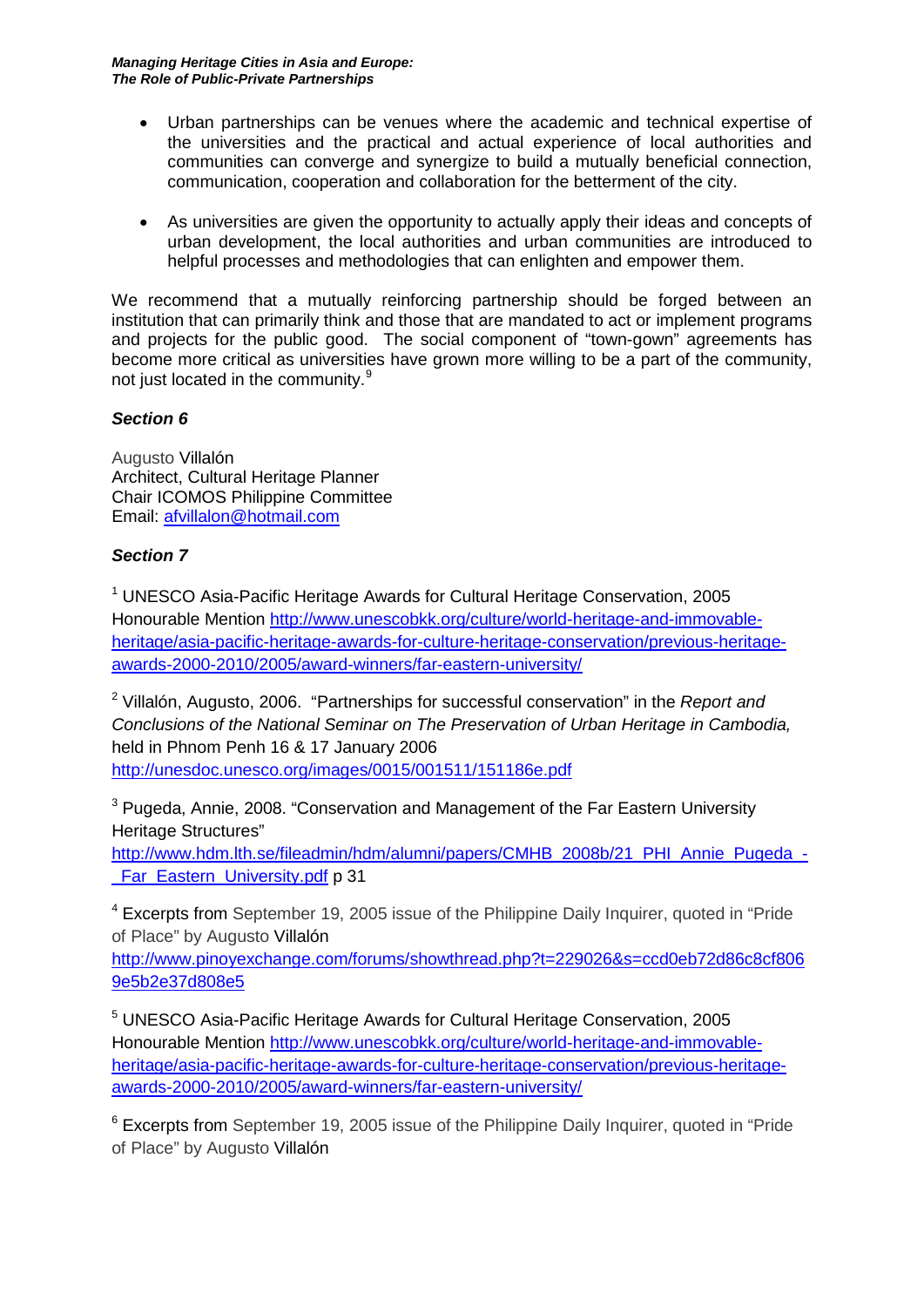- Urban partnerships can be venues where the academic and technical expertise of the universities and the practical and actual experience of local authorities and communities can converge and synergize to build a mutually beneficial connection, communication, cooperation and collaboration for the betterment of the city.

- As universities are given the opportunity to actually apply their ideas and concepts of urban development, the local authorities and urban communities are introduced to helpful processes and methodologies that can enlighten and empower them.

We recommend that a mutually reinforcing partnership should be forged between an institution that can primarily think and those that are mandated to act or implement programs and projects for the public good. The social component of "town-gown" agreements has become more critical as universities have grown more willing to be a part of the community, not just located in the community.[9]

***Section 6***

Augusto Villalón
Architect, Cultural Heritage Planner
Chair ICOMOS Philippine Committee
Email: afvillalon@hotmail.com

***Section 7***

[1] UNESCO Asia-Pacific Heritage Awards for Cultural Heritage Conservation, 2005 Honourable Mention http://www.unescobkk.org/culture/world-heritage-and-immovable-heritage/asia-pacific-heritage-awards-for-culture-heritage-conservation/previous-heritage-awards-2000-2010/2005/award-winners/far-eastern-university/

[2] Villalón, Augusto, 2006. "Partnerships for successful conservation" in the *Report and Conclusions of the National Seminar on The Preservation of Urban Heritage in Cambodia,* held in Phnom Penh 16 & 17 January 2006 http://unesdoc.unesco.org/images/0015/001511/151186e.pdf

[3] Pugeda, Annie, 2008. "Conservation and Management of the Far Eastern University Heritage Structures" http://www.hdm.lth.se/fileadmin/hdm/alumni/papers/CMHB_2008b/21_PHI_Annie_Pugeda_-_Far_Eastern_University.pdf p 31

[4] Excerpts from September 19, 2005 issue of the Philippine Daily Inquirer, quoted in "Pride of Place" by Augusto Villalón http://www.pinoyexchange.com/forums/showthread.php?t=229026&s=ccd0eb72d86c8cf8069e5b2e37d808e5

[5] UNESCO Asia-Pacific Heritage Awards for Cultural Heritage Conservation, 2005 Honourable Mention http://www.unescobkk.org/culture/world-heritage-and-immovable-heritage/asia-pacific-heritage-awards-for-culture-heritage-conservation/previous-heritage-awards-2000-2010/2005/award-winners/far-eastern-university/

[6] Excerpts from September 19, 2005 issue of the Philippine Daily Inquirer, quoted in "Pride of Place" by Augusto Villalón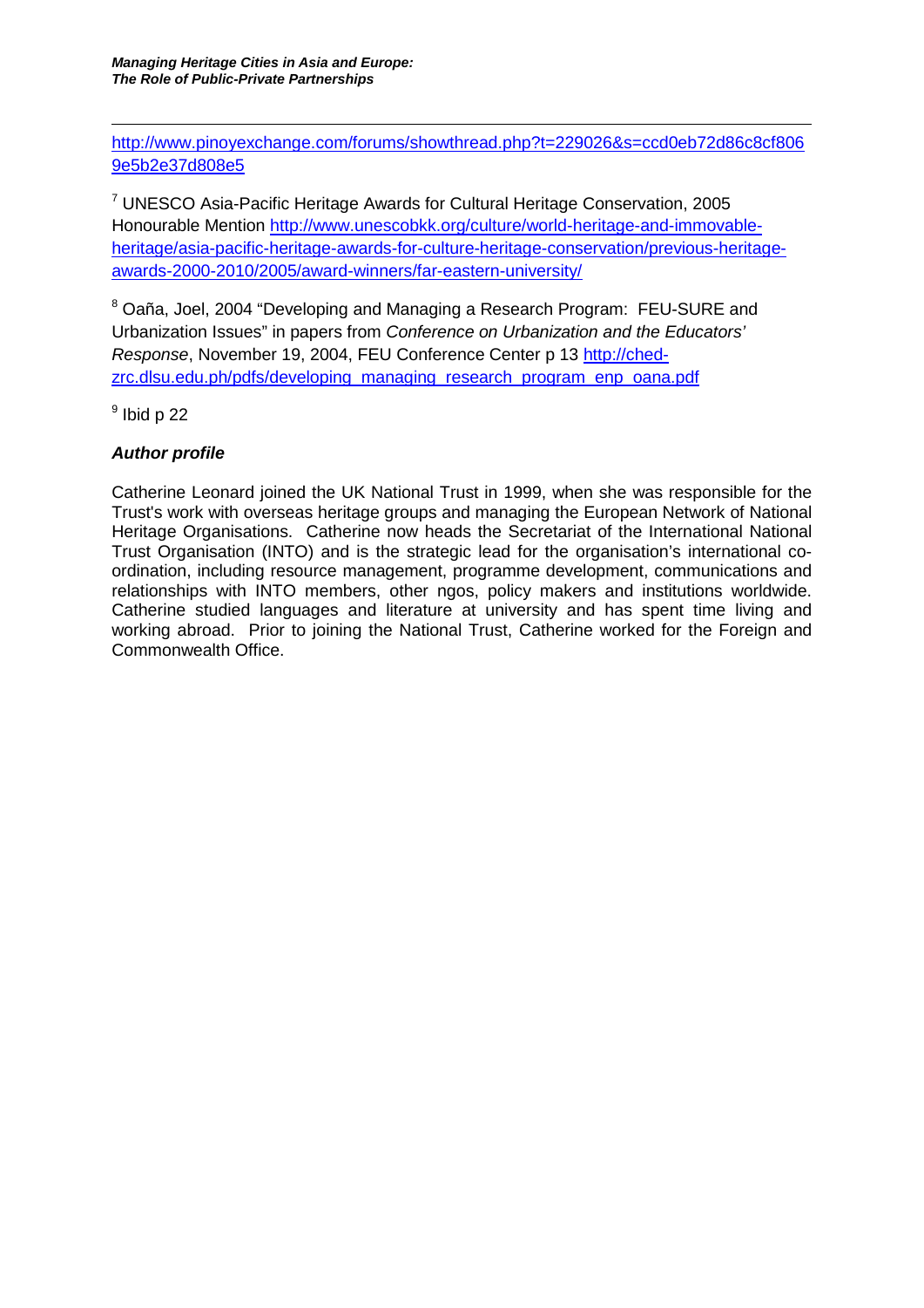http://www.pinoyexchange.com/forums/showthread.php?t=229026&s=ccd0eb72d86c8cf8069e5b2e37d808e5

[7] UNESCO Asia-Pacific Heritage Awards for Cultural Heritage Conservation, 2005 Honourable Mention http://www.unescobkk.org/culture/world-heritage-and-immovable-heritage/asia-pacific-heritage-awards-for-culture-heritage-conservation/previous-heritage-awards-2000-2010/2005/award-winners/far-eastern-university/

[8] Oaña, Joel, 2004 "Developing and Managing a Research Program: FEU-SURE and Urbanization Issues" in papers from *Conference on Urbanization and the Educators' Response*, November 19, 2004, FEU Conference Center p 13 http://ched-zrc.dlsu.edu.ph/pdfs/developing_managing_research_program_enp_oana.pdf

[9] Ibid p 22

***Author profile***

Catherine Leonard joined the UK National Trust in 1999, when she was responsible for the Trust's work with overseas heritage groups and managing the European Network of National Heritage Organisations. Catherine now heads the Secretariat of the International National Trust Organisation (INTO) and is the strategic lead for the organisation's international co-ordination, including resource management, programme development, communications and relationships with INTO members, other ngos, policy makers and institutions worldwide. Catherine studied languages and literature at university and has spent time living and working abroad. Prior to joining the National Trust, Catherine worked for the Foreign and Commonwealth Office.